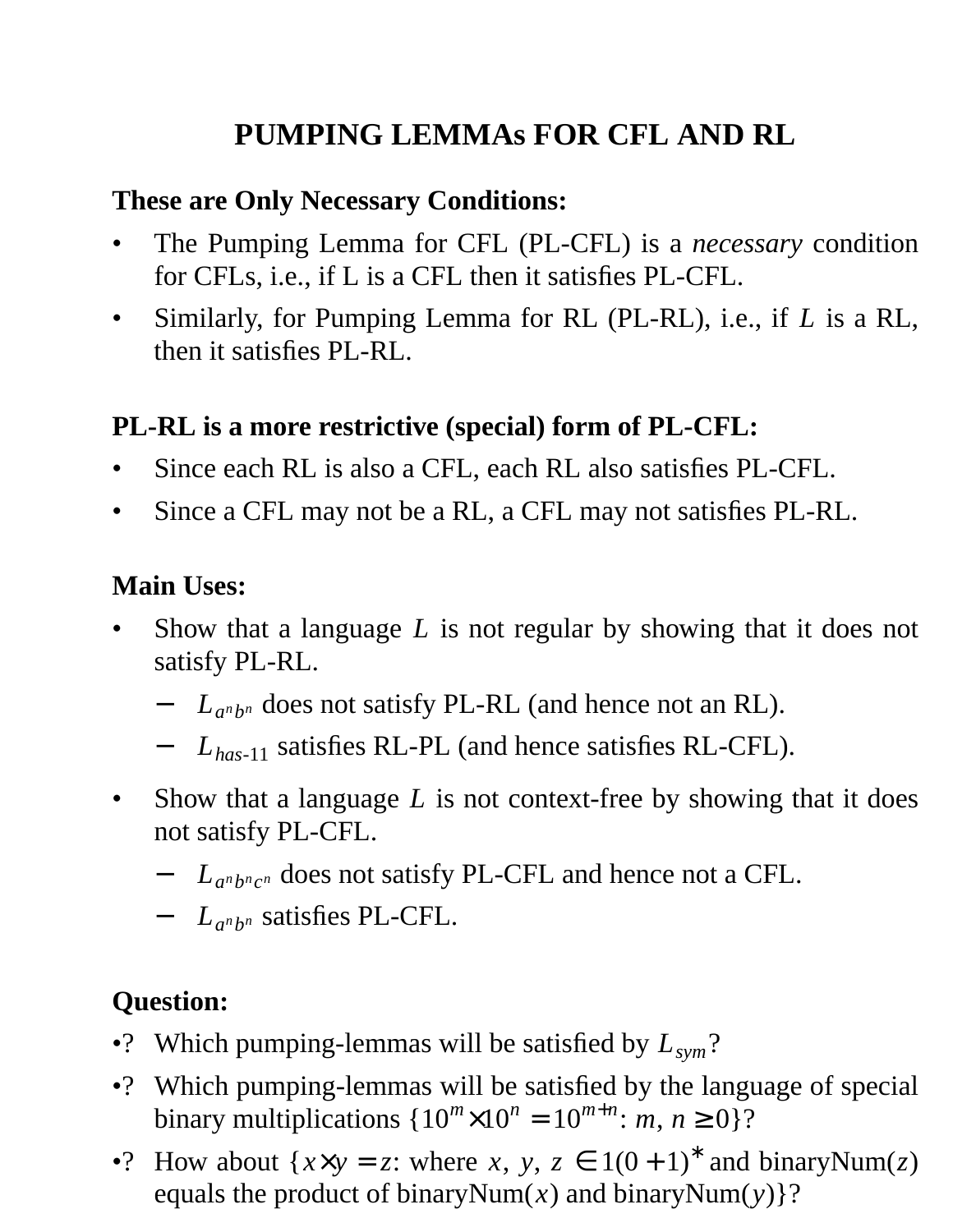# PUMPING LEMMAs FOR CFL AND RL

**These are Only Necessary Conditions:**

- The Pumping Lemma for CFL (PL-CFL) is a *necessary* condition for CFLs, i.e., if L is a CFL then it satisfies PL-CFL.
- Similarly, for Pumping Lemma for RL (PL-RL), i.e., if $L$ is a RL, then it satisfies PL-RL.

**PL-RL is a more restrictive (special) form of PL-CFL:**

- Since each RL is also a CFL, each RL also satisfies PL-CFL.
- Since a CFL may not be a RL, a CFL may not satisfies PL-RL.

**Main Uses:**

- Show that a language $L$ is not regular by showing that it does not satisfy PL-RL.
  - $L_{a^n b^n}$ does not satisfy PL-RL (and hence not an RL).
  - $L_{has\text{-}11}$ satisfies RL-PL (and hence satisfies RL-CFL).
- Show that a language $L$ is not context-free by showing that it does not satisfy PL-CFL.
  - $L_{a^n b^n c^n}$ does not satisfy PL-CFL and hence not a CFL.
  - $L_{a^n b^n}$ satisfies PL-CFL.

**Question:**

- ? Which pumping-lemmas will be satisfied by $L_{sym}$?
- ? Which pumping-lemmas will be satisfied by the language of special binary multiplications $\{10^m \times 10^n = 10^{m+n}$: $m, n \geq 0\}$?
- ? How about $\{x \times y = z$: where $x, y, z \in 1(0+1)^*$ and binaryNum($z$) equals the product of binaryNum($x$) and binaryNum($y$)$\}$?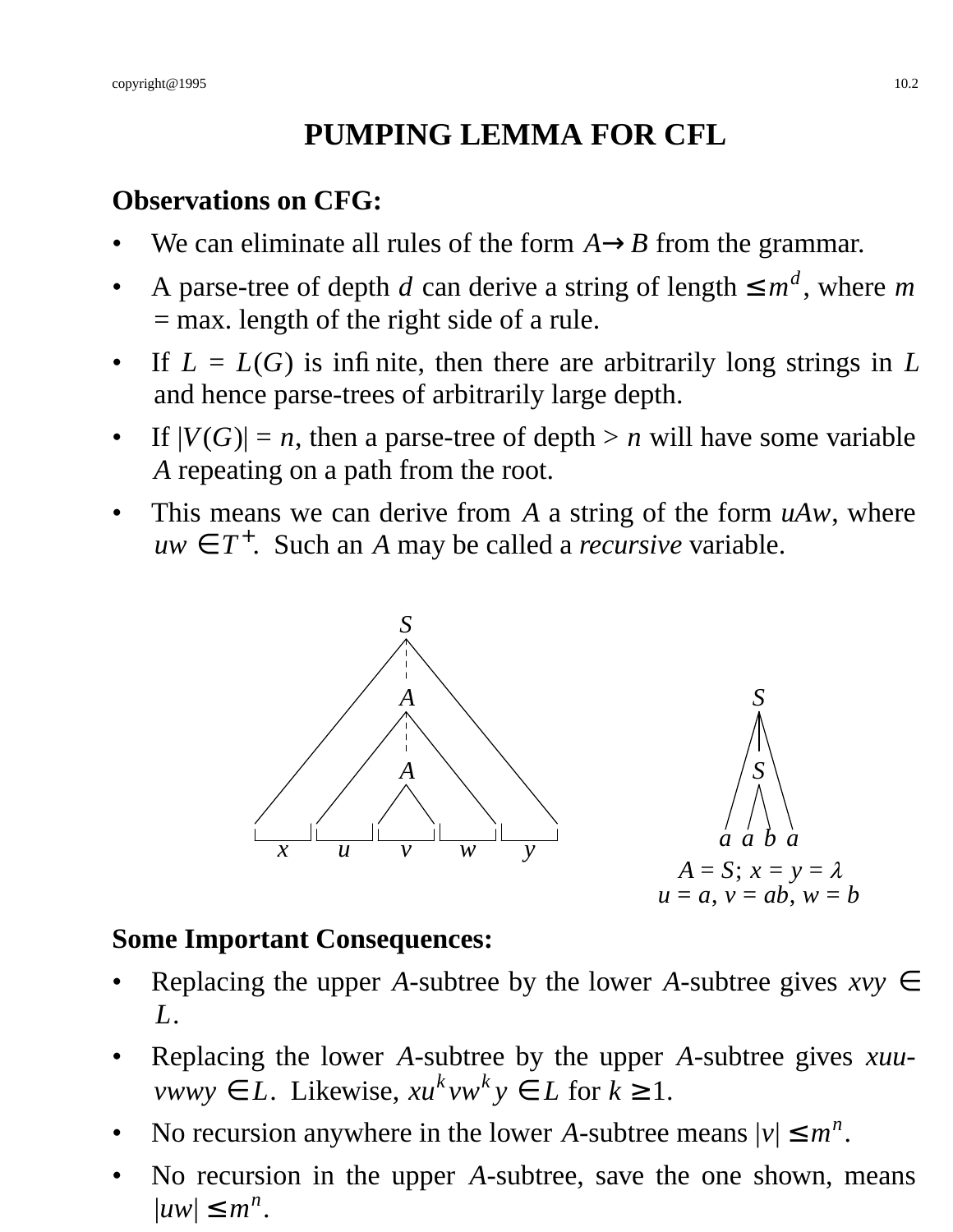# PUMPING LEMMA FOR CFL

**Observations on CFG:**

- We can eliminate all rules of the form $A \to B$ from the grammar.
- A parse-tree of depth $d$ can derive a string of length $\leq m^d$, where $m$ = max. length of the right side of a rule.
- If $L = L(G)$ is infinite, then there are arbitrarily long strings in $L$ and hence parse-trees of arbitrarily large depth.
- If $|V(G)| = n$, then a parse-tree of depth $> n$ will have some variable $A$ repeating on a path from the root.
- This means we can derive from $A$ a string of the form $uAw$, where $uw \in T^+$. Such an $A$ may be called a *recursive* variable.

$A = S$; $x = y = \lambda$
$u = a$, $v = ab$, $w = b$

**Some Important Consequences:**

- Replacing the upper $A$-subtree by the lower $A$-subtree gives $xvy \in L$.
- Replacing the lower $A$-subtree by the upper $A$-subtree gives $xuuvwwy \in L$. Likewise, $xu^k vw^k y \in L$ for $k \geq 1$.
- No recursion anywhere in the lower $A$-subtree means $|v| \leq m^n$.
- No recursion in the upper $A$-subtree, save the one shown, means $|uw| \leq m^n$.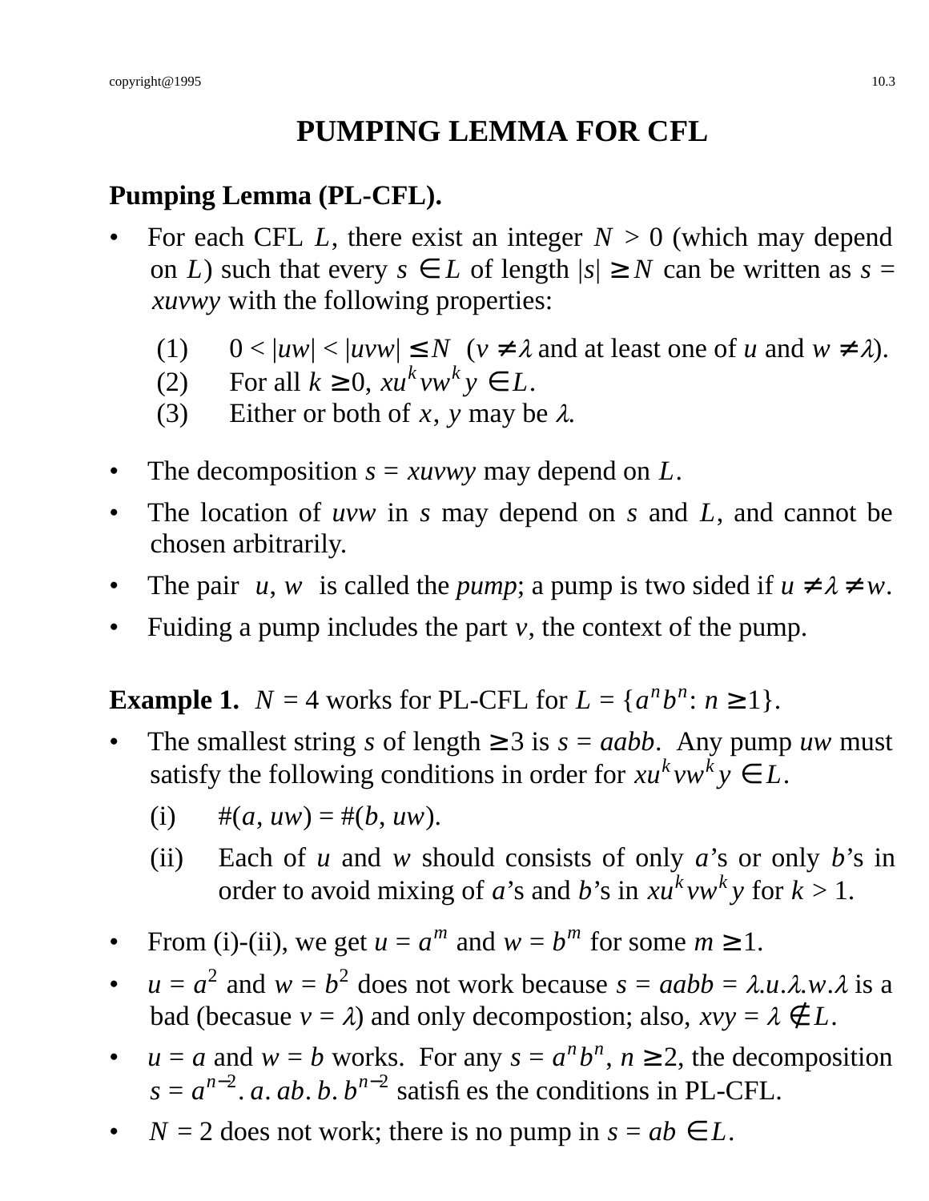# PUMPING LEMMA FOR CFL

**Pumping Lemma (PL-CFL).**

- For each CFL $L$, there exist an integer $N > 0$ (which may depend on $L$) such that every $s \in L$ of length $|s| \geq N$ can be written as $s = xuvwy$ with the following properties:
  - (1) $0 < |uw| < |uvw| \leq N$ ($v \neq \lambda$ and at least one of $u$ and $w \neq \lambda$).
  - (2) For all $k \geq 0$, $xu^k vw^k y \in L$.
  - (3) Either or both of $x$, $y$ may be $\lambda$.
- The decomposition $s = xuvwy$ may depend on $L$.
- The location of $uvw$ in $s$ may depend on $s$ and $L$, and cannot be chosen arbitrarily.
- The pair $u$, $w$ is called the *pump*; a pump is two sided if $u \neq \lambda \neq w$.
- Fuiding a pump includes the part $v$, the context of the pump.

**Example 1.** $N = 4$ works for PL-CFL for $L = \{a^n b^n : n \geq 1\}$.

- The smallest string $s$ of length $\geq 3$ is $s = aabb$. Any pump $uw$ must satisfy the following conditions in order for $xu^k vw^k y \in L$.
  - (i) $\#(a, uw) = \#(b, uw)$.
  - (ii) Each of $u$ and $w$ should consists of only $a$'s or only $b$'s in order to avoid mixing of $a$'s and $b$'s in $xu^k vw^k y$ for $k > 1$.
- From (i)-(ii), we get $u = a^m$ and $w = b^m$ for some $m \geq 1$.
- $u = a^2$ and $w = b^2$ does not work because $s = aabb = \lambda.u.\lambda.w.\lambda$ is a bad (becasue $v = \lambda$) and only decompostion; also, $xvy = \lambda \notin L$.
- $u = a$ and $w = b$ works. For any $s = a^n b^n$, $n \geq 2$, the decomposition $s = a^{n-2}.\, a.\, ab.\, b.\, b^{n-2}$ satisfi es the conditions in PL-CFL.
- $N = 2$ does not work; there is no pump in $s = ab \in L$.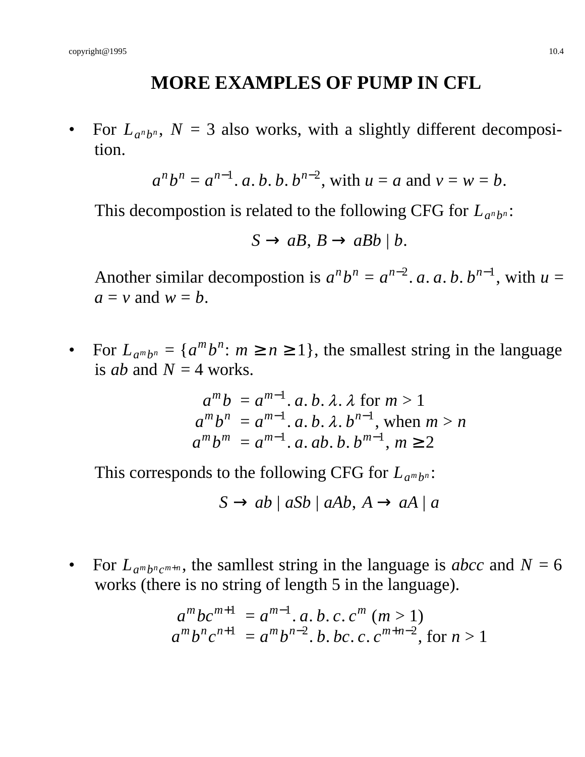# MORE EXAMPLES OF PUMP IN CFL

- For $L_{a^n b^n}$, $N = 3$ also works, with a slightly different decomposition.

  $$a^n b^n = a^{n-1}.\, a.\, b.\, b.\, b^{n-2}, \text{ with } u = a \text{ and } v = w = b.$$

  This decompostion is related to the following CFG for $L_{a^n b^n}$:

  $$S \to aB,\ B \to aBb \mid b.$$

  Another similar decompostion is $a^n b^n = a^{n-2}.\, a.\, a.\, b.\, b^{n-1}$, with $u = a = v$ and $w = b$.

- For $L_{a^m b^n} = \{a^m b^n \colon m \geq n \geq 1\}$, the smallest string in the language is $ab$ and $N = 4$ works.

  $$\begin{aligned} a^m b &= a^{m-1}.\, a.\, b.\, \lambda.\, \lambda \text{ for } m > 1 \\ a^m b^n &= a^{m-1}.\, a.\, b.\, \lambda.\, b^{n-1}, \text{ when } m > n \\ a^m b^m &= a^{m-1}.\, a.\, ab.\, b.\, b^{m-1},\ m \geq 2 \end{aligned}$$

  This corresponds to the following CFG for $L_{a^m b^n}$:

  $$S \to ab \mid aSb \mid aAb,\ A \to aA \mid a$$

- For $L_{a^m b^n c^{m+n}}$, the samllest string in the language is $abcc$ and $N = 6$ works (there is no string of length 5 in the language).

  $$\begin{aligned} a^m bc^{m+1} &= a^{m-1}.\, a.\, b.\, c.\, c^m \ (m > 1) \\ a^m b^n c^{n+1} &= a^m b^{n-2}.\, b.\, bc.\, c.\, c^{m+n-2}, \text{ for } n > 1 \end{aligned}$$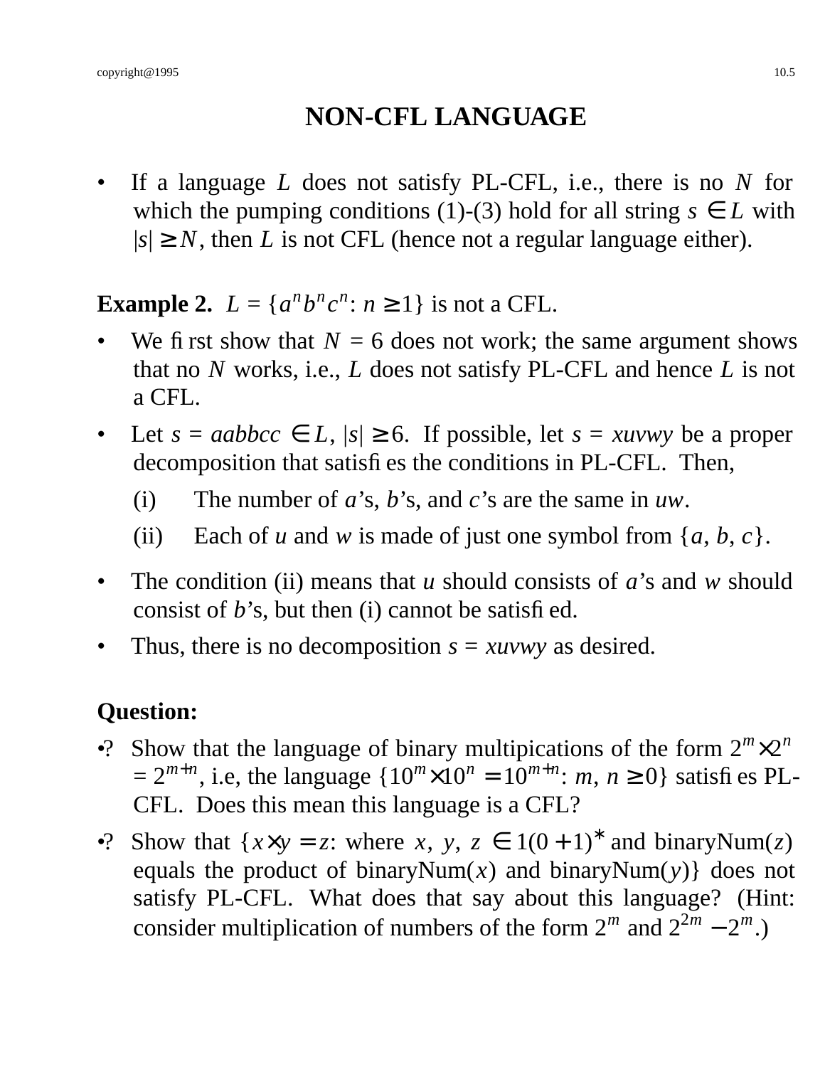# NON-CFL LANGUAGE

- If a language $L$ does not satisfy PL-CFL, i.e., there is no $N$ for which the pumping conditions (1)-(3) hold for all string $s \in L$ with $|s| \geq N$, then $L$ is not CFL (hence not a regular language either).

**Example 2.** $L = \{a^n b^n c^n : n \geq 1\}$ is not a CFL.

- We first show that $N = 6$ does not work; the same argument shows that no $N$ works, i.e., $L$ does not satisfy PL-CFL and hence $L$ is not a CFL.
- Let $s = aabbcc \in L$, $|s| \geq 6$. If possible, let $s = xuvwy$ be a proper decomposition that satisfies the conditions in PL-CFL. Then,
  - (i) The number of $a$'s, $b$'s, and $c$'s are the same in $uw$.
  - (ii) Each of $u$ and $w$ is made of just one symbol from $\{a, b, c\}$.
- The condition (ii) means that $u$ should consists of $a$'s and $w$ should consist of $b$'s, but then (i) cannot be satisfied.
- Thus, there is no decomposition $s = xuvwy$ as desired.

**Question:**

- ? Show that the language of binary multipications of the form $2^m \times 2^n = 2^{m+n}$, i.e, the language $\{10^m \times 10^n = 10^{m+n}: m, n \geq 0\}$ satisfies PL-CFL. Does this mean this language is a CFL?
- ? Show that $\{x \times y = z$: where $x, y, z \in 1(0+1)^*$ and binaryNum($z$) equals the product of binaryNum($x$) and binaryNum($y$)$\}$ does not satisfy PL-CFL. What does that say about this language? (Hint: consider multiplication of numbers of the form $2^m$ and $2^{2m} - 2^m$.)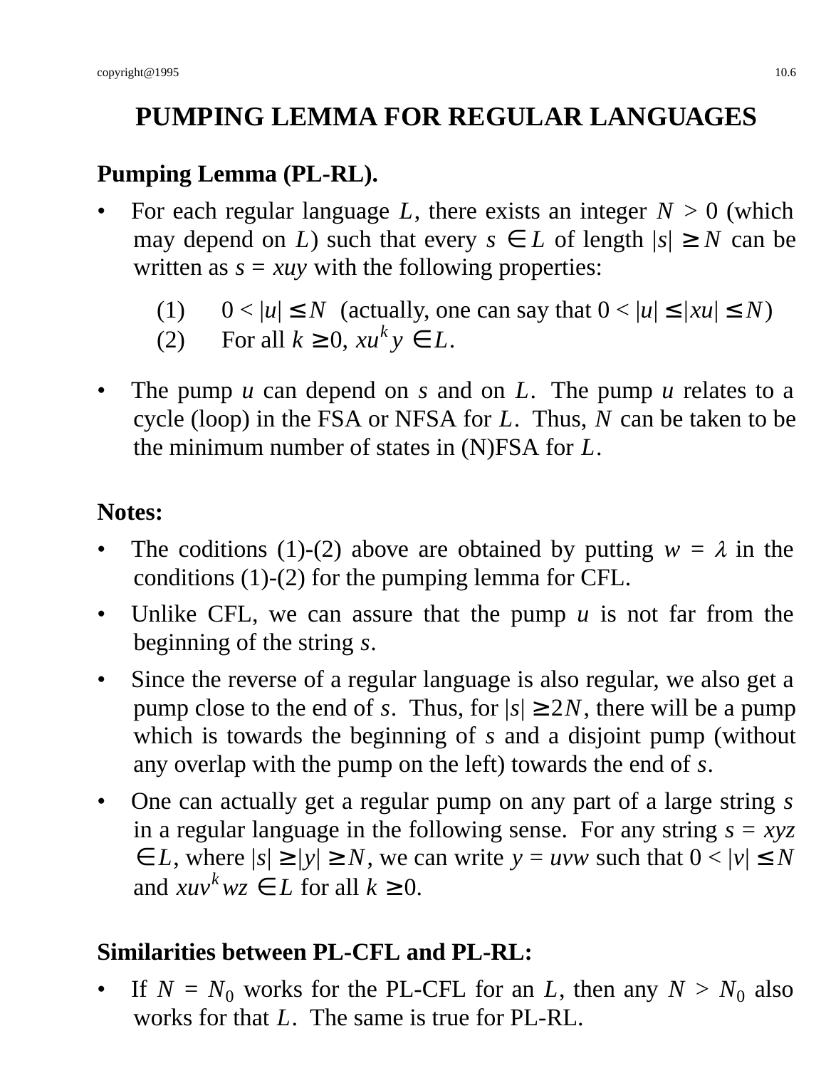# PUMPING LEMMA FOR REGULAR LANGUAGES

**Pumping Lemma (PL-RL).**

- For each regular language $L$, there exists an integer $N > 0$ (which may depend on $L$) such that every $s \in L$ of length $|s| \geq N$ can be written as $s = xuy$ with the following properties:

  (1) $0 < |u| \leq N$ (actually, one can say that $0 < |u| \leq |xu| \leq N$)
  (2) For all $k \geq 0$, $xu^k y \in L$.

- The pump $u$ can depend on $s$ and on $L$. The pump $u$ relates to a cycle (loop) in the FSA or NFSA for $L$. Thus, $N$ can be taken to be the minimum number of states in (N)FSA for $L$.

**Notes:**

- The coditions (1)-(2) above are obtained by putting $w = \lambda$ in the conditions (1)-(2) for the pumping lemma for CFL.
- Unlike CFL, we can assure that the pump $u$ is not far from the beginning of the string $s$.
- Since the reverse of a regular language is also regular, we also get a pump close to the end of $s$. Thus, for $|s| \geq 2N$, there will be a pump which is towards the beginning of $s$ and a disjoint pump (without any overlap with the pump on the left) towards the end of $s$.
- One can actually get a regular pump on any part of a large string $s$ in a regular language in the following sense. For any string $s = xyz \in L$, where $|s| \geq |y| \geq N$, we can write $y = uvw$ such that $0 < |v| \leq N$ and $xuv^k wz \in L$ for all $k \geq 0$.

**Similarities between PL-CFL and PL-RL:**

- If $N = N_0$ works for the PL-CFL for an $L$, then any $N > N_0$ also works for that $L$. The same is true for PL-RL.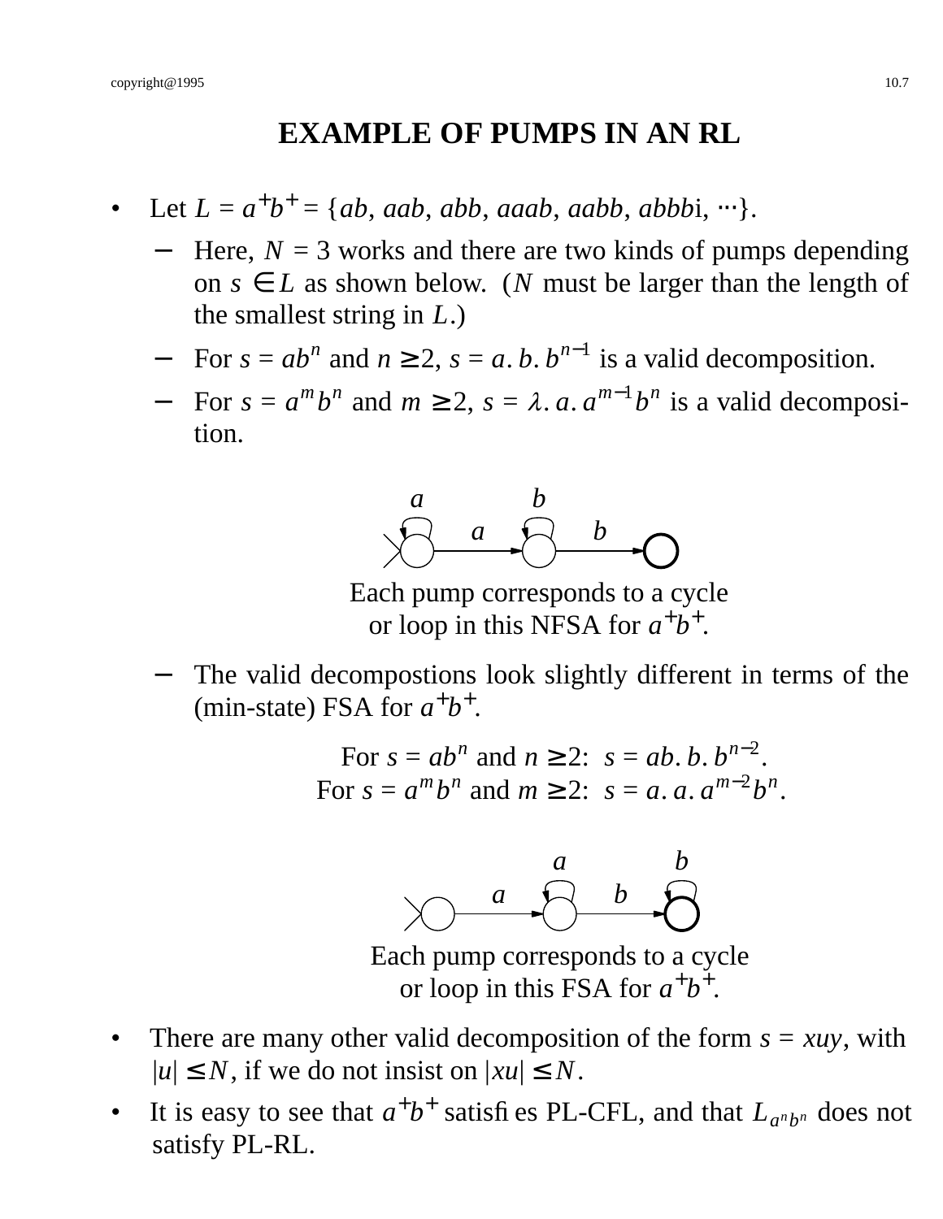# EXAMPLE OF PUMPS IN AN RL

- Let $L = a^+b^+ = \{ab, aab, abb, aaab, aabb, abbbi, \cdots\}$.
  - Here, $N = 3$ works and there are two kinds of pumps depending on $s \in L$ as shown below. ($N$ must be larger than the length of the smallest string in $L$.)
  - For $s = ab^n$ and $n \geq 2$, $s = a.\, b.\, b^{n-1}$ is a valid decomposition.
  - For $s = a^m b^n$ and $m \geq 2$, $s = \lambda.\, a.\, a^{m-1} b^n$ is a valid decomposition.

Each pump corresponds to a cycle or loop in this NFSA for $a^+b^+$.

  - The valid decompostions look slightly different in terms of the (min-state) FSA for $a^+b^+$.

For $s = ab^n$ and $n \geq 2$: $s = ab.\, b.\, b^{n-2}$.
For $s = a^m b^n$ and $m \geq 2$: $s = a.\, a.\, a^{m-2} b^n$.

Each pump corresponds to a cycle or loop in this FSA for $a^+b^+$.

- There are many other valid decomposition of the form $s = xuy$, with $|u| \leq N$, if we do not insist on $|xu| \leq N$.
- It is easy to see that $a^+b^+$ satisfies PL-CFL, and that $L_{a^n b^n}$ does not satisfy PL-RL.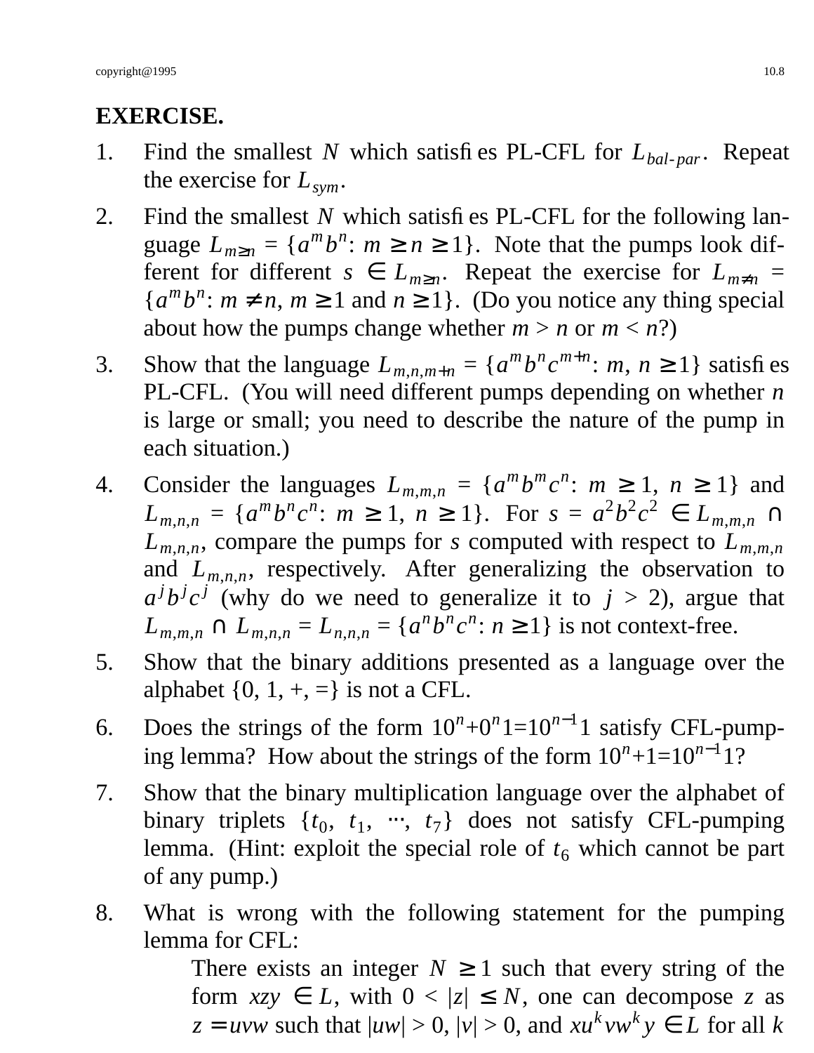**EXERCISE.**

1. Find the smallest $N$ which satisfies PL-CFL for $L_{bal\text{-}par}$. Repeat the exercise for $L_{sym}$.

2. Find the smallest $N$ which satisfies PL-CFL for the following language $L_{m \geq n} = \{a^m b^n\text{: } m \geq n \geq 1\}$. Note that the pumps look different for different $s \in L_{m \geq n}$. Repeat the exercise for $L_{m \neq n} = \{a^m b^n\text{: } m \neq n,\ m \geq 1 \text{ and } n \geq 1\}$. (Do you notice any thing special about how the pumps change whether $m > n$ or $m < n$?)

3. Show that the language $L_{m,n,m+n} = \{a^m b^n c^{m+n}\text{: } m,\ n \geq 1\}$ satisfies PL-CFL. (You will need different pumps depending on whether $n$ is large or small; you need to describe the nature of the pump in each situation.)

4. Consider the languages $L_{m,m,n} = \{a^m b^m c^n\text{: } m \geq 1,\ n \geq 1\}$ and $L_{m,n,n} = \{a^m b^n c^n\text{: } m \geq 1,\ n \geq 1\}$. For $s = a^2 b^2 c^2 \in L_{m,m,n} \cap L_{m,n,n}$, compare the pumps for $s$ computed with respect to $L_{m,m,n}$ and $L_{m,n,n}$, respectively. After generalizing the observation to $a^j b^j c^j$ (why do we need to generalize it to $j > 2$), argue that $L_{m,m,n} \cap L_{m,n,n} = L_{n,n,n} = \{a^n b^n c^n\text{: } n \geq 1\}$ is not context-free.

5. Show that the binary additions presented as a language over the alphabet {0, 1, +, =} is not a CFL.

6. Does the strings of the form $10^n{+}0^n1{=}10^{n-1}1$ satisfy CFL-pumping lemma? How about the strings of the form $10^n{+}1{=}10^{n-1}1$?

7. Show that the binary multiplication language over the alphabet of binary triplets $\{t_0,\ t_1,\ \cdots,\ t_7\}$ does not satisfy CFL-pumping lemma. (Hint: exploit the special role of $t_6$ which cannot be part of any pump.)

8. What is wrong with the following statement for the pumping lemma for CFL:

   There exists an integer $N \geq 1$ such that every string of the form $xzy \in L$, with $0 < |z| \leq N$, one can decompose $z$ as $z = uvw$ such that $|uw| > 0$, $|v| > 0$, and $xu^k v w^k y \in L$ for all $k$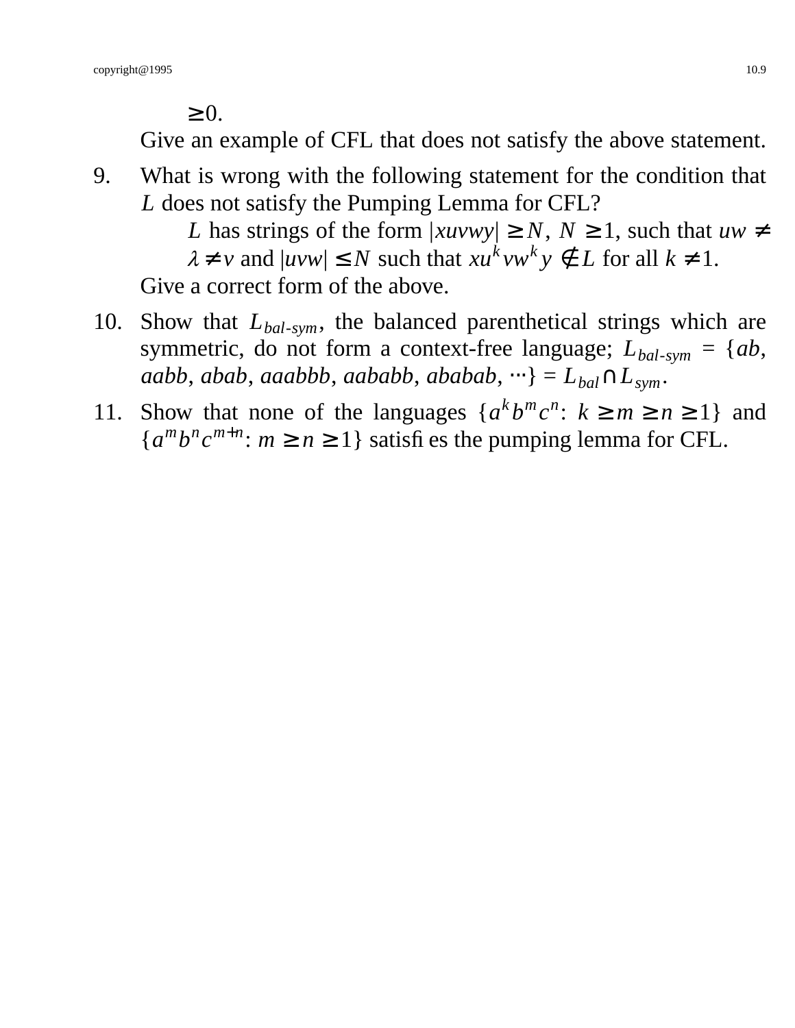$\geq 0$.

Give an example of CFL that does not satisfy the above statement.

9. What is wrong with the following statement for the condition that $L$ does not satisfy the Pumping Lemma for CFL?

    $L$ has strings of the form $|xuvwy| \geq N$, $N \geq 1$, such that $uw \neq \lambda \neq v$ and $|uvw| \leq N$ such that $xu^k vw^k y \notin L$ for all $k \neq 1$.

    Give a correct form of the above.

10. Show that $L_{bal\text{-}sym}$, the balanced parenthetical strings which are symmetric, do not form a context-free language; $L_{bal\text{-}sym}$ = {*ab*, *aabb*, *abab*, *aaabbb*, *aababb*, *ababab*, ⋯} = $L_{bal} \cap L_{sym}$.

11. Show that none of the languages $\{a^k b^m c^n \colon k \geq m \geq n \geq 1\}$ and $\{a^m b^n c^{m+n} \colon m \geq n \geq 1\}$ satisfies the pumping lemma for CFL.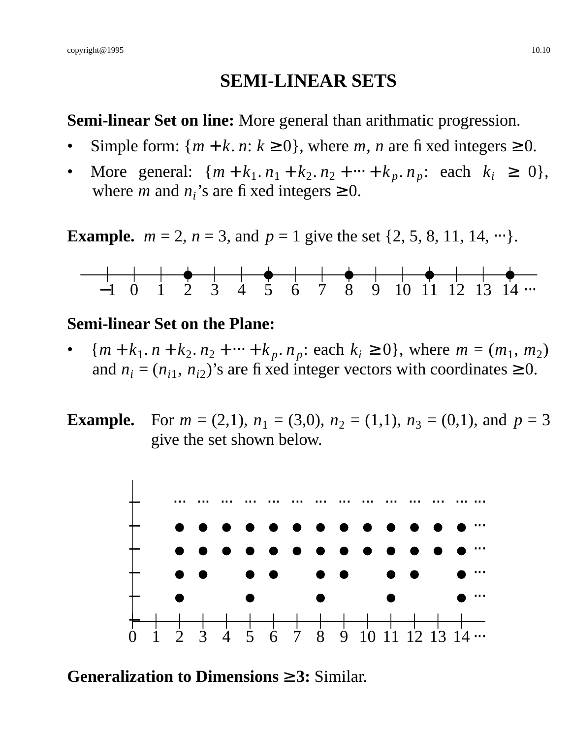# SEMI-LINEAR SETS

**Semi-linear Set on line:** More general than arithmatic progression.

- Simple form: $\{m + k.n\colon k \geq 0\}$, where $m$, $n$ are fixed integers $\geq 0$.
- More general: $\{m + k_1.n_1 + k_2.n_2 + \cdots + k_p.n_p\colon \text{each } k_i \geq 0\}$, where $m$ and $n_i$'s are fixed integers $\geq 0$.

**Example.** $m = 2$, $n = 3$, and $p = 1$ give the set $\{2, 5, 8, 11, 14, \cdots\}$.

**Semi-linear Set on the Plane:**

- $\{m + k_1.n + k_2.n_2 + \cdots + k_p.n_p\colon \text{each } k_i \geq 0\}$, where $m = (m_1, m_2)$ and $n_i = (n_{i1}, n_{i2})$'s are fixed integer vectors with coordinates $\geq 0$.

**Example.** For $m = (2,1)$, $n_1 = (3,0)$, $n_2 = (1,1)$, $n_3 = (0,1)$, and $p = 3$ give the set shown below.

**Generalization to Dimensions $\geq 3$:** Similar.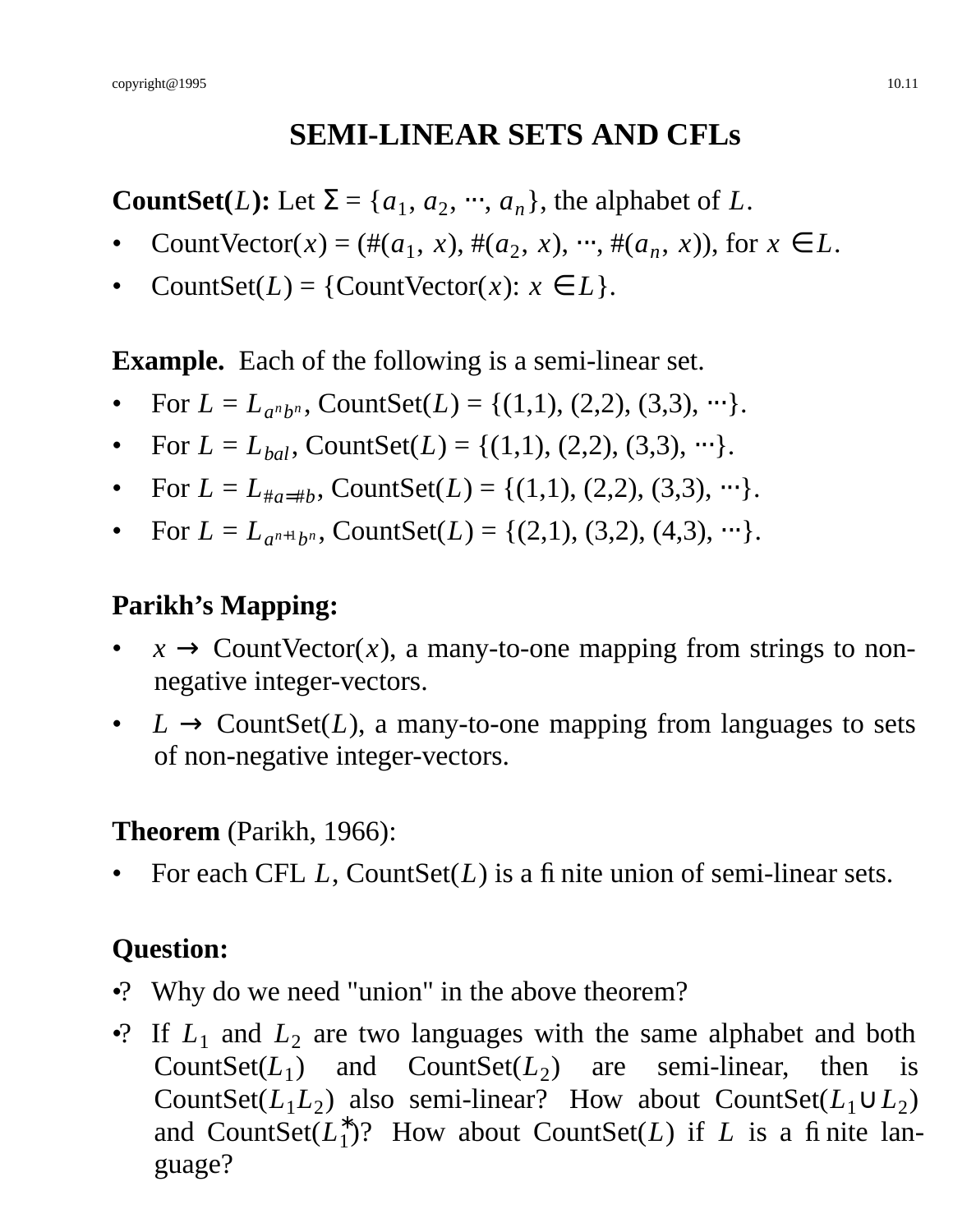# SEMI-LINEAR SETS AND CFLs

**CountSet($L$):** Let $\Sigma = \{a_1, a_2, \cdots, a_n\}$, the alphabet of $L$.

- CountVector($x$) = (#($a_1$, $x$), #($a_2$, $x$), ···, #($a_n$, $x$)), for $x \in L$.
- CountSet($L$) = {CountVector($x$): $x \in L$}.

**Example.** Each of the following is a semi-linear set.

- For $L = L_{a^n b^n}$, CountSet($L$) = {(1,1), (2,2), (3,3), ···}.
- For $L = L_{bal}$, CountSet($L$) = {(1,1), (2,2), (3,3), ···}.
- For $L = L_{\#a=\#b}$, CountSet($L$) = {(1,1), (2,2), (3,3), ···}.
- For $L = L_{a^{n+1} b^n}$, CountSet($L$) = {(2,1), (3,2), (4,3), ···}.

**Parikh's Mapping:**

- $x \rightarrow$ CountVector($x$), a many-to-one mapping from strings to non-negative integer-vectors.
- $L \rightarrow$ CountSet($L$), a many-to-one mapping from languages to sets of non-negative integer-vectors.

**Theorem** (Parikh, 1966):

- For each CFL $L$, CountSet($L$) is a finite union of semi-linear sets.

**Question:**

•? Why do we need "union" in the above theorem?

•? If $L_1$ and $L_2$ are two languages with the same alphabet and both CountSet($L_1$) and CountSet($L_2$) are semi-linear, then is CountSet($L_1 L_2$) also semi-linear? How about CountSet($L_1 \cup L_2$) and CountSet($L_1^*$)? How about CountSet($L$) if $L$ is a finite language?